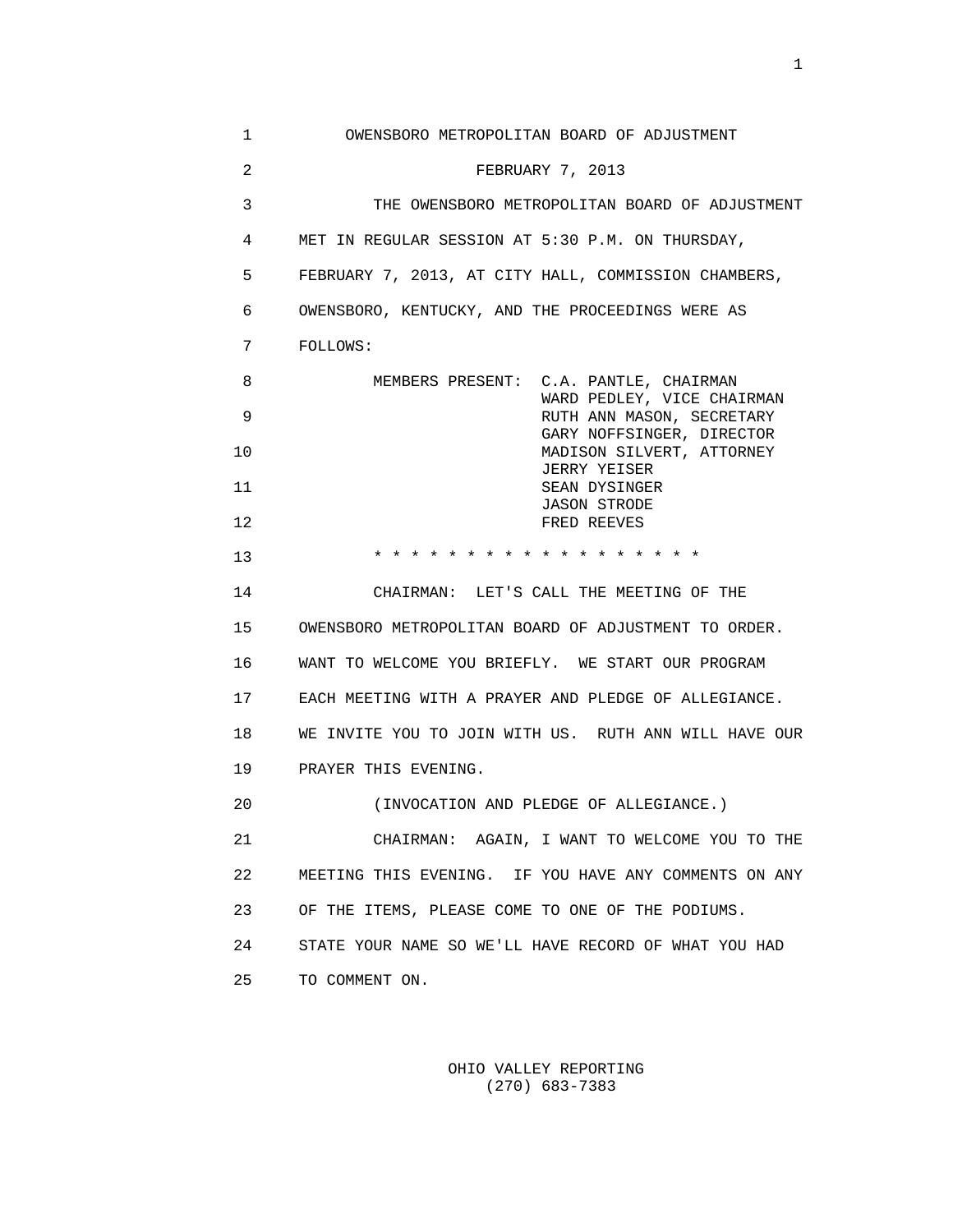# OWENSBORO METROPOLITAN BOARD OF ADJUSTMENT

FEBRUARY 7, 2013

THE OWENSBORO METROPOLITAN BOARD OF ADJUSTMENT MET IN REGULAR SESSION AT 5:30 P.M. ON THURSDAY, FEBRUARY 7, 2013, AT CITY HALL, COMMISSION CHAMBERS, OWENSBORO, KENTUCKY, AND THE PROCEEDINGS WERE AS FOLLOWS:

MEMBERS PRESENT:
C.A. PANTLE, CHAIRMAN
WARD PEDLEY, VICE CHAIRMAN
RUTH ANN MASON, SECRETARY
GARY NOFFSINGER, DIRECTOR
MADISON SILVERT, ATTORNEY
JERRY YEISER
SEAN DYSINGER
JASON STRODE
FRED REEVES

* * * * * * * * * * * * * * * * * * *

CHAIRMAN: LET'S CALL THE MEETING OF THE OWENSBORO METROPOLITAN BOARD OF ADJUSTMENT TO ORDER. WANT TO WELCOME YOU BRIEFLY. WE START OUR PROGRAM EACH MEETING WITH A PRAYER AND PLEDGE OF ALLEGIANCE. WE INVITE YOU TO JOIN WITH US. RUTH ANN WILL HAVE OUR PRAYER THIS EVENING.

(INVOCATION AND PLEDGE OF ALLEGIANCE.)

CHAIRMAN: AGAIN, I WANT TO WELCOME YOU TO THE MEETING THIS EVENING. IF YOU HAVE ANY COMMENTS ON ANY OF THE ITEMS, PLEASE COME TO ONE OF THE PODIUMS. STATE YOUR NAME SO WE'LL HAVE RECORD OF WHAT YOU HAD TO COMMENT ON.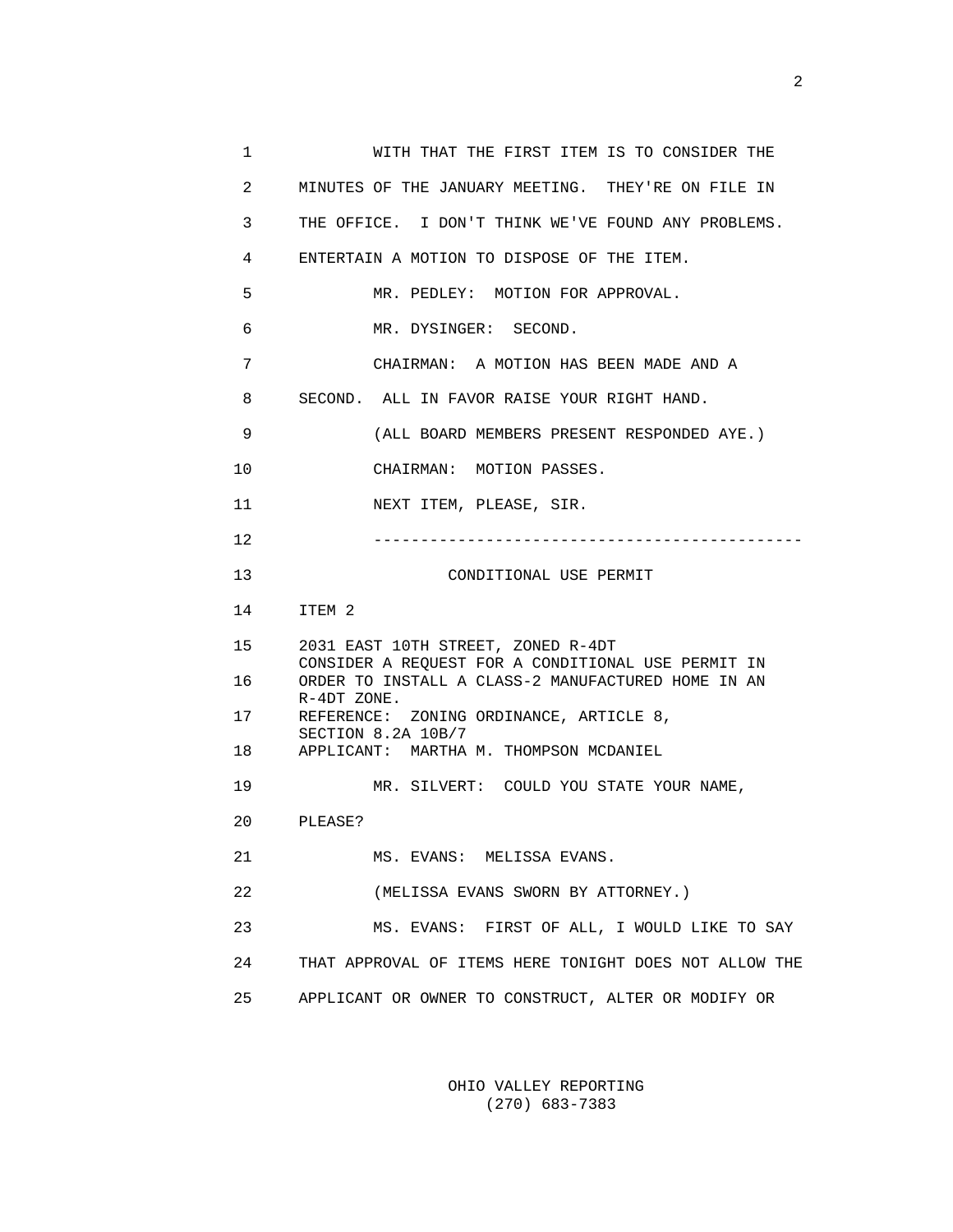1 WITH THAT THE FIRST ITEM IS TO CONSIDER THE

2 MINUTES OF THE JANUARY MEETING. THEY'RE ON FILE IN

3 THE OFFICE. I DON'T THINK WE'VE FOUND ANY PROBLEMS.

4 ENTERTAIN A MOTION TO DISPOSE OF THE ITEM.

5 MR. PEDLEY: MOTION FOR APPROVAL.

6 MR. DYSINGER: SECOND.

7 CHAIRMAN: A MOTION HAS BEEN MADE AND A

8 SECOND. ALL IN FAVOR RAISE YOUR RIGHT HAND.

9 (ALL BOARD MEMBERS PRESENT RESPONDED AYE.)

10 CHAIRMAN: MOTION PASSES.

11 NEXT ITEM, PLEASE, SIR.

12 ---------------------------------------------

13 CONDITIONAL USE PERMIT

14 ITEM 2

15 2031 EAST 10TH STREET, ZONED R-4DT
CONSIDER A REQUEST FOR A CONDITIONAL USE PERMIT IN

16 ORDER TO INSTALL A CLASS-2 MANUFACTURED HOME IN AN
R-4DT ZONE.

17 REFERENCE: ZONING ORDINANCE, ARTICLE 8,
SECTION 8.2A 10B/7

18 APPLICANT: MARTHA M. THOMPSON MCDANIEL

19 MR. SILVERT: COULD YOU STATE YOUR NAME,

20 PLEASE?

21 MS. EVANS: MELISSA EVANS.

22 (MELISSA EVANS SWORN BY ATTORNEY.)

23 MS. EVANS: FIRST OF ALL, I WOULD LIKE TO SAY

24 THAT APPROVAL OF ITEMS HERE TONIGHT DOES NOT ALLOW THE

25 APPLICANT OR OWNER TO CONSTRUCT, ALTER OR MODIFY OR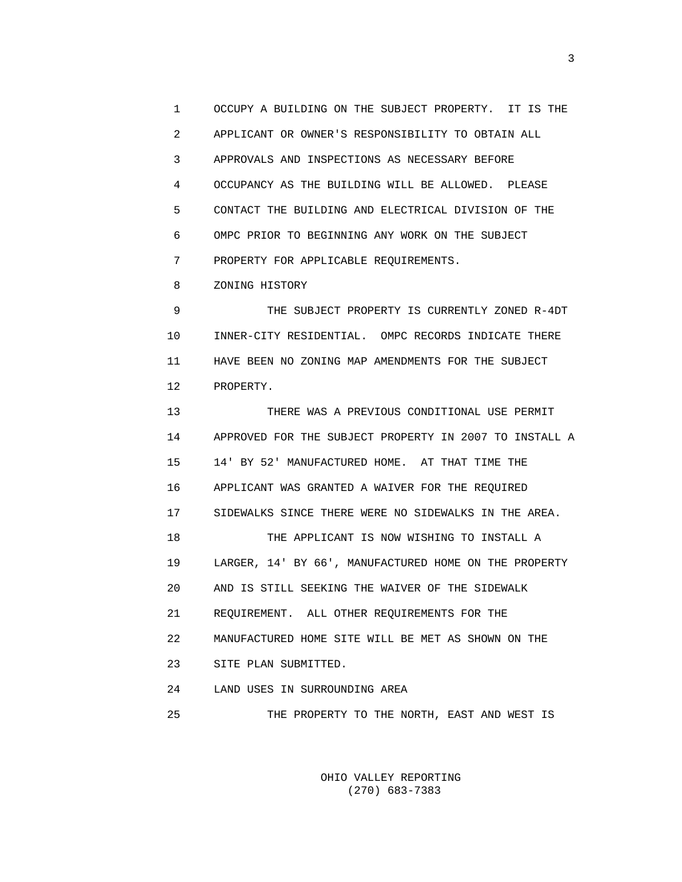OCCUPY A BUILDING ON THE SUBJECT PROPERTY. IT IS THE APPLICANT OR OWNER'S RESPONSIBILITY TO OBTAIN ALL APPROVALS AND INSPECTIONS AS NECESSARY BEFORE OCCUPANCY AS THE BUILDING WILL BE ALLOWED. PLEASE CONTACT THE BUILDING AND ELECTRICAL DIVISION OF THE OMPC PRIOR TO BEGINNING ANY WORK ON THE SUBJECT PROPERTY FOR APPLICABLE REQUIREMENTS.

ZONING HISTORY

THE SUBJECT PROPERTY IS CURRENTLY ZONED R-4DT INNER-CITY RESIDENTIAL. OMPC RECORDS INDICATE THERE HAVE BEEN NO ZONING MAP AMENDMENTS FOR THE SUBJECT PROPERTY.

THERE WAS A PREVIOUS CONDITIONAL USE PERMIT APPROVED FOR THE SUBJECT PROPERTY IN 2007 TO INSTALL A 14' BY 52' MANUFACTURED HOME. AT THAT TIME THE APPLICANT WAS GRANTED A WAIVER FOR THE REQUIRED SIDEWALKS SINCE THERE WERE NO SIDEWALKS IN THE AREA.

THE APPLICANT IS NOW WISHING TO INSTALL A LARGER, 14' BY 66', MANUFACTURED HOME ON THE PROPERTY AND IS STILL SEEKING THE WAIVER OF THE SIDEWALK REQUIREMENT. ALL OTHER REQUIREMENTS FOR THE MANUFACTURED HOME SITE WILL BE MET AS SHOWN ON THE SITE PLAN SUBMITTED.

LAND USES IN SURROUNDING AREA

THE PROPERTY TO THE NORTH, EAST AND WEST IS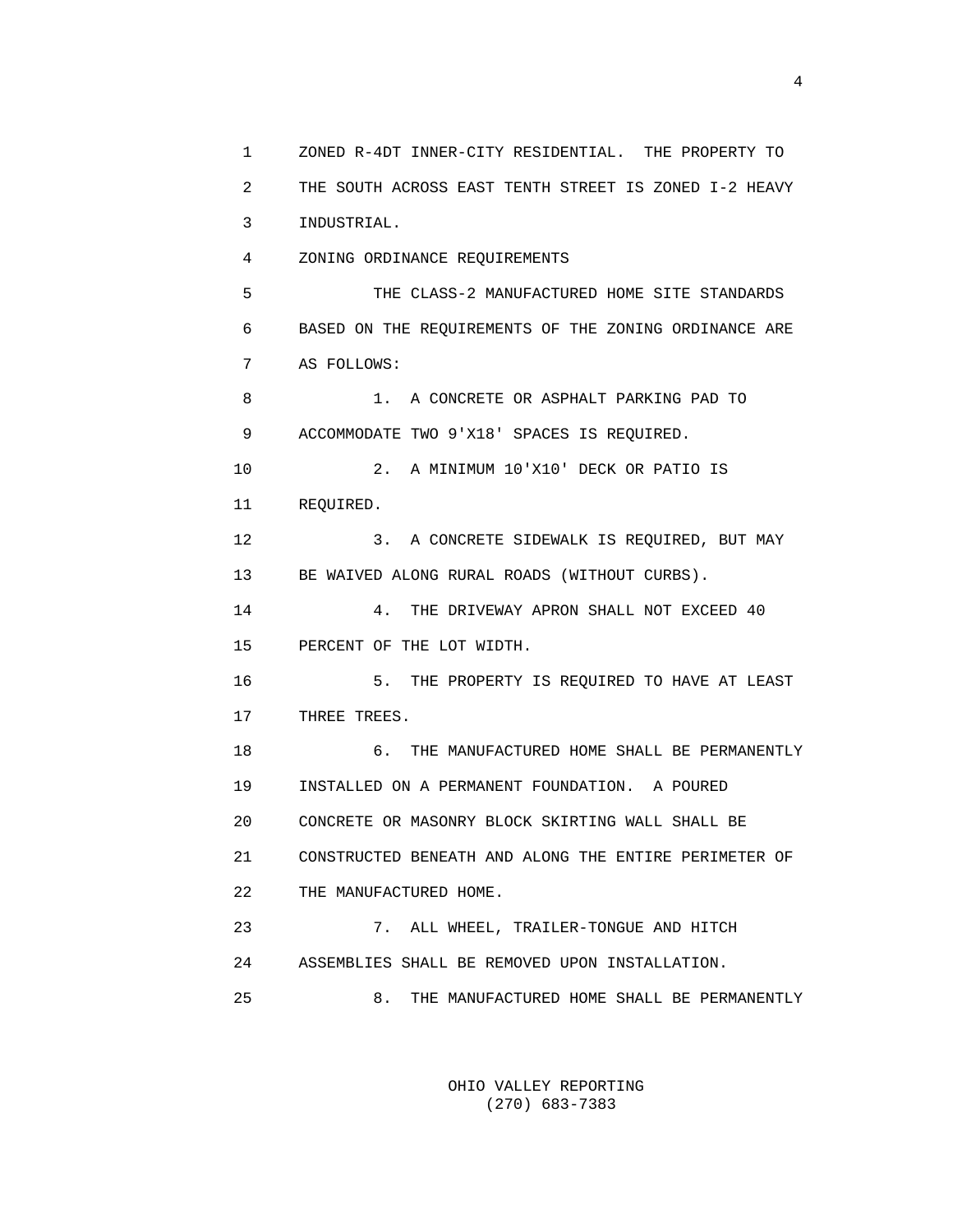ZONED R-4DT INNER-CITY RESIDENTIAL. THE PROPERTY TO THE SOUTH ACROSS EAST TENTH STREET IS ZONED I-2 HEAVY INDUSTRIAL.

ZONING ORDINANCE REQUIREMENTS

THE CLASS-2 MANUFACTURED HOME SITE STANDARDS BASED ON THE REQUIREMENTS OF THE ZONING ORDINANCE ARE AS FOLLOWS:

1. A CONCRETE OR ASPHALT PARKING PAD TO ACCOMMODATE TWO 9'X18' SPACES IS REQUIRED.

2. A MINIMUM 10'X10' DECK OR PATIO IS REQUIRED.

3. A CONCRETE SIDEWALK IS REQUIRED, BUT MAY BE WAIVED ALONG RURAL ROADS (WITHOUT CURBS).

4. THE DRIVEWAY APRON SHALL NOT EXCEED 40 PERCENT OF THE LOT WIDTH.

5. THE PROPERTY IS REQUIRED TO HAVE AT LEAST THREE TREES.

6. THE MANUFACTURED HOME SHALL BE PERMANENTLY INSTALLED ON A PERMANENT FOUNDATION. A POURED CONCRETE OR MASONRY BLOCK SKIRTING WALL SHALL BE CONSTRUCTED BENEATH AND ALONG THE ENTIRE PERIMETER OF THE MANUFACTURED HOME.

7. ALL WHEEL, TRAILER-TONGUE AND HITCH ASSEMBLIES SHALL BE REMOVED UPON INSTALLATION.

8. THE MANUFACTURED HOME SHALL BE PERMANENTLY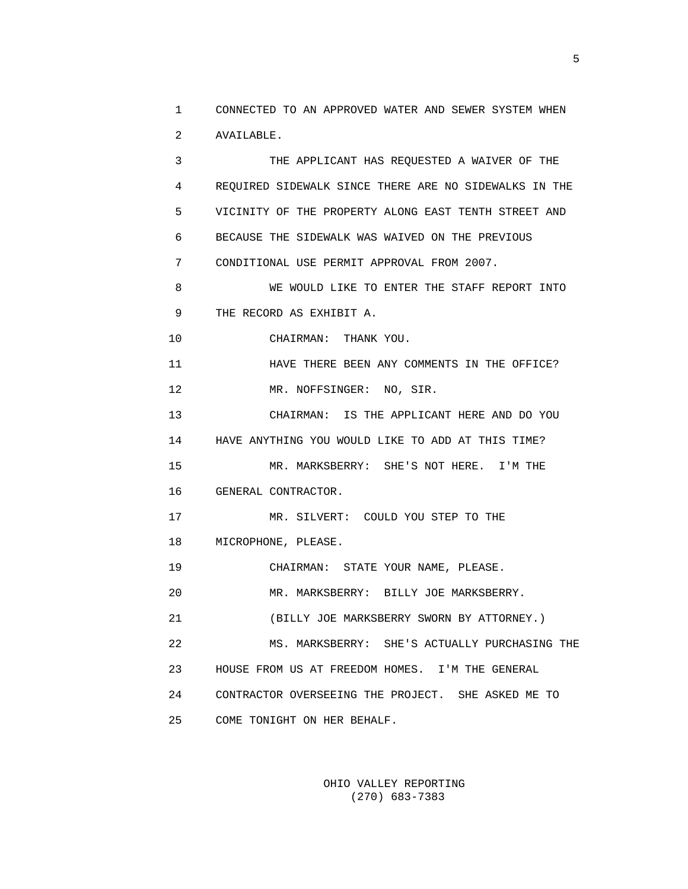CONNECTED TO AN APPROVED WATER AND SEWER SYSTEM WHEN AVAILABLE.

THE APPLICANT HAS REQUESTED A WAIVER OF THE REQUIRED SIDEWALK SINCE THERE ARE NO SIDEWALKS IN THE VICINITY OF THE PROPERTY ALONG EAST TENTH STREET AND BECAUSE THE SIDEWALK WAS WAIVED ON THE PREVIOUS CONDITIONAL USE PERMIT APPROVAL FROM 2007.

WE WOULD LIKE TO ENTER THE STAFF REPORT INTO THE RECORD AS EXHIBIT A.

CHAIRMAN: THANK YOU.

HAVE THERE BEEN ANY COMMENTS IN THE OFFICE?

MR. NOFFSINGER: NO, SIR.

CHAIRMAN: IS THE APPLICANT HERE AND DO YOU HAVE ANYTHING YOU WOULD LIKE TO ADD AT THIS TIME?

MR. MARKSBERRY: SHE'S NOT HERE. I'M THE GENERAL CONTRACTOR.

MR. SILVERT: COULD YOU STEP TO THE MICROPHONE, PLEASE.

CHAIRMAN: STATE YOUR NAME, PLEASE.

MR. MARKSBERRY: BILLY JOE MARKSBERRY.

(BILLY JOE MARKSBERRY SWORN BY ATTORNEY.)

MS. MARKSBERRY: SHE'S ACTUALLY PURCHASING THE HOUSE FROM US AT FREEDOM HOMES. I'M THE GENERAL CONTRACTOR OVERSEEING THE PROJECT. SHE ASKED ME TO COME TONIGHT ON HER BEHALF.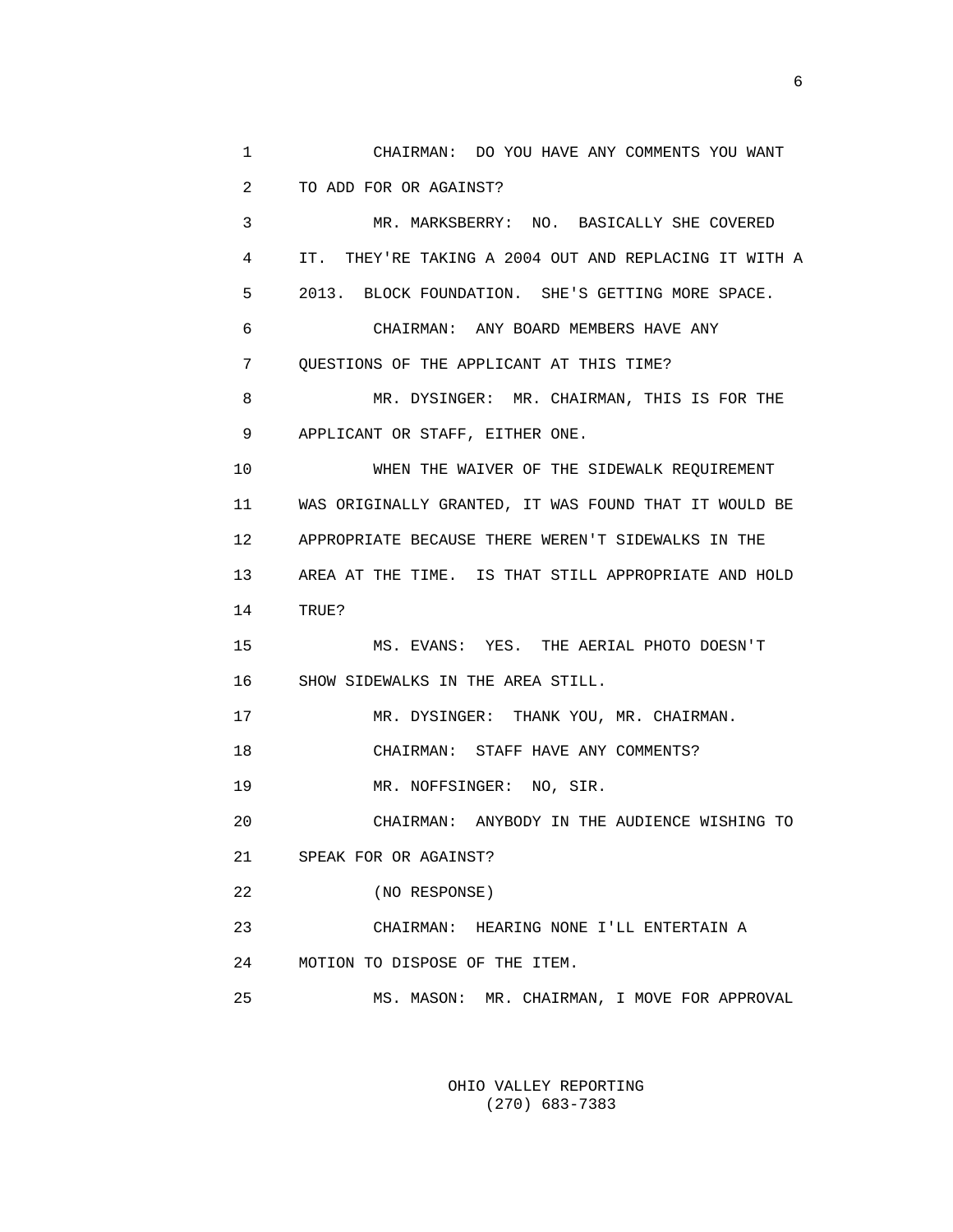CHAIRMAN: DO YOU HAVE ANY COMMENTS YOU WANT TO ADD FOR OR AGAINST?

MR. MARKSBERRY: NO. BASICALLY SHE COVERED IT. THEY'RE TAKING A 2004 OUT AND REPLACING IT WITH A 2013. BLOCK FOUNDATION. SHE'S GETTING MORE SPACE.

CHAIRMAN: ANY BOARD MEMBERS HAVE ANY QUESTIONS OF THE APPLICANT AT THIS TIME?

MR. DYSINGER: MR. CHAIRMAN, THIS IS FOR THE APPLICANT OR STAFF, EITHER ONE.

WHEN THE WAIVER OF THE SIDEWALK REQUIREMENT WAS ORIGINALLY GRANTED, IT WAS FOUND THAT IT WOULD BE APPROPRIATE BECAUSE THERE WEREN'T SIDEWALKS IN THE AREA AT THE TIME. IS THAT STILL APPROPRIATE AND HOLD TRUE?

MS. EVANS: YES. THE AERIAL PHOTO DOESN'T SHOW SIDEWALKS IN THE AREA STILL.

MR. DYSINGER: THANK YOU, MR. CHAIRMAN.

CHAIRMAN: STAFF HAVE ANY COMMENTS?

MR. NOFFSINGER: NO, SIR.

CHAIRMAN: ANYBODY IN THE AUDIENCE WISHING TO SPEAK FOR OR AGAINST?

(NO RESPONSE)

CHAIRMAN: HEARING NONE I'LL ENTERTAIN A MOTION TO DISPOSE OF THE ITEM.

MS. MASON: MR. CHAIRMAN, I MOVE FOR APPROVAL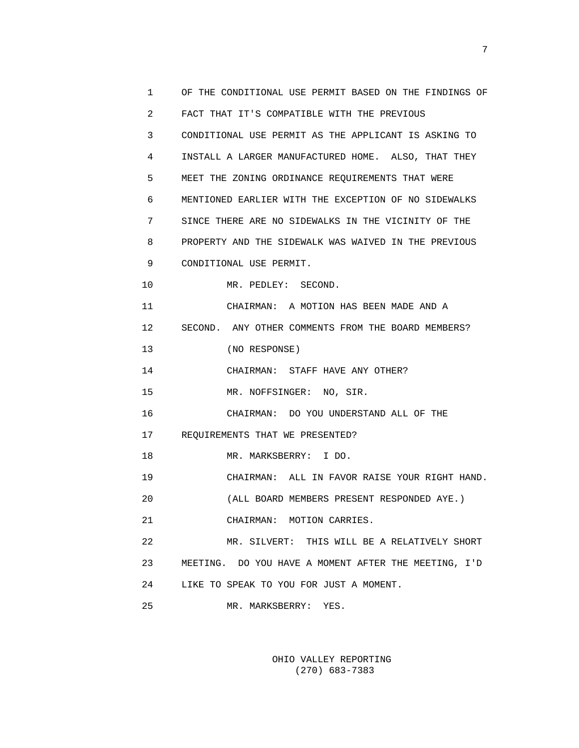OF THE CONDITIONAL USE PERMIT BASED ON THE FINDINGS OF FACT THAT IT'S COMPATIBLE WITH THE PREVIOUS CONDITIONAL USE PERMIT AS THE APPLICANT IS ASKING TO INSTALL A LARGER MANUFACTURED HOME. ALSO, THAT THEY MEET THE ZONING ORDINANCE REQUIREMENTS THAT WERE MENTIONED EARLIER WITH THE EXCEPTION OF NO SIDEWALKS SINCE THERE ARE NO SIDEWALKS IN THE VICINITY OF THE PROPERTY AND THE SIDEWALK WAS WAIVED IN THE PREVIOUS CONDITIONAL USE PERMIT.

MR. PEDLEY: SECOND.

CHAIRMAN: A MOTION HAS BEEN MADE AND A SECOND. ANY OTHER COMMENTS FROM THE BOARD MEMBERS?

(NO RESPONSE)

CHAIRMAN: STAFF HAVE ANY OTHER?

MR. NOFFSINGER: NO, SIR.

CHAIRMAN: DO YOU UNDERSTAND ALL OF THE REQUIREMENTS THAT WE PRESENTED?

MR. MARKSBERRY: I DO.

CHAIRMAN: ALL IN FAVOR RAISE YOUR RIGHT HAND.

(ALL BOARD MEMBERS PRESENT RESPONDED AYE.)

CHAIRMAN: MOTION CARRIES.

MR. SILVERT: THIS WILL BE A RELATIVELY SHORT MEETING. DO YOU HAVE A MOMENT AFTER THE MEETING, I'D LIKE TO SPEAK TO YOU FOR JUST A MOMENT.

MR. MARKSBERRY: YES.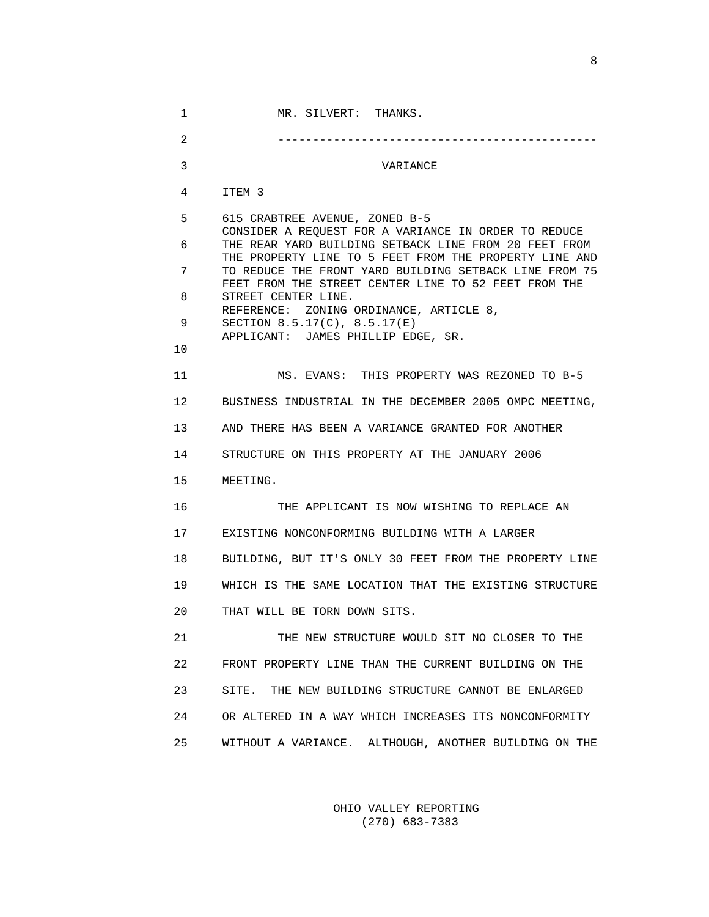MR. SILVERT: THANKS.

---

VARIANCE

ITEM 3

615 CRABTREE AVENUE, ZONED B-5
CONSIDER A REQUEST FOR A VARIANCE IN ORDER TO REDUCE THE REAR YARD BUILDING SETBACK LINE FROM 20 FEET FROM THE PROPERTY LINE TO 5 FEET FROM THE PROPERTY LINE AND TO REDUCE THE FRONT YARD BUILDING SETBACK LINE FROM 75 FEET FROM THE STREET CENTER LINE TO 52 FEET FROM THE STREET CENTER LINE.
REFERENCE: ZONING ORDINANCE, ARTICLE 8, SECTION 8.5.17(C), 8.5.17(E)
APPLICANT: JAMES PHILLIP EDGE, SR.

MS. EVANS: THIS PROPERTY WAS REZONED TO B-5 BUSINESS INDUSTRIAL IN THE DECEMBER 2005 OMPC MEETING, AND THERE HAS BEEN A VARIANCE GRANTED FOR ANOTHER STRUCTURE ON THIS PROPERTY AT THE JANUARY 2006 MEETING.

THE APPLICANT IS NOW WISHING TO REPLACE AN EXISTING NONCONFORMING BUILDING WITH A LARGER BUILDING, BUT IT'S ONLY 30 FEET FROM THE PROPERTY LINE WHICH IS THE SAME LOCATION THAT THE EXISTING STRUCTURE THAT WILL BE TORN DOWN SITS.

THE NEW STRUCTURE WOULD SIT NO CLOSER TO THE FRONT PROPERTY LINE THAN THE CURRENT BUILDING ON THE SITE. THE NEW BUILDING STRUCTURE CANNOT BE ENLARGED OR ALTERED IN A WAY WHICH INCREASES ITS NONCONFORMITY WITHOUT A VARIANCE. ALTHOUGH, ANOTHER BUILDING ON THE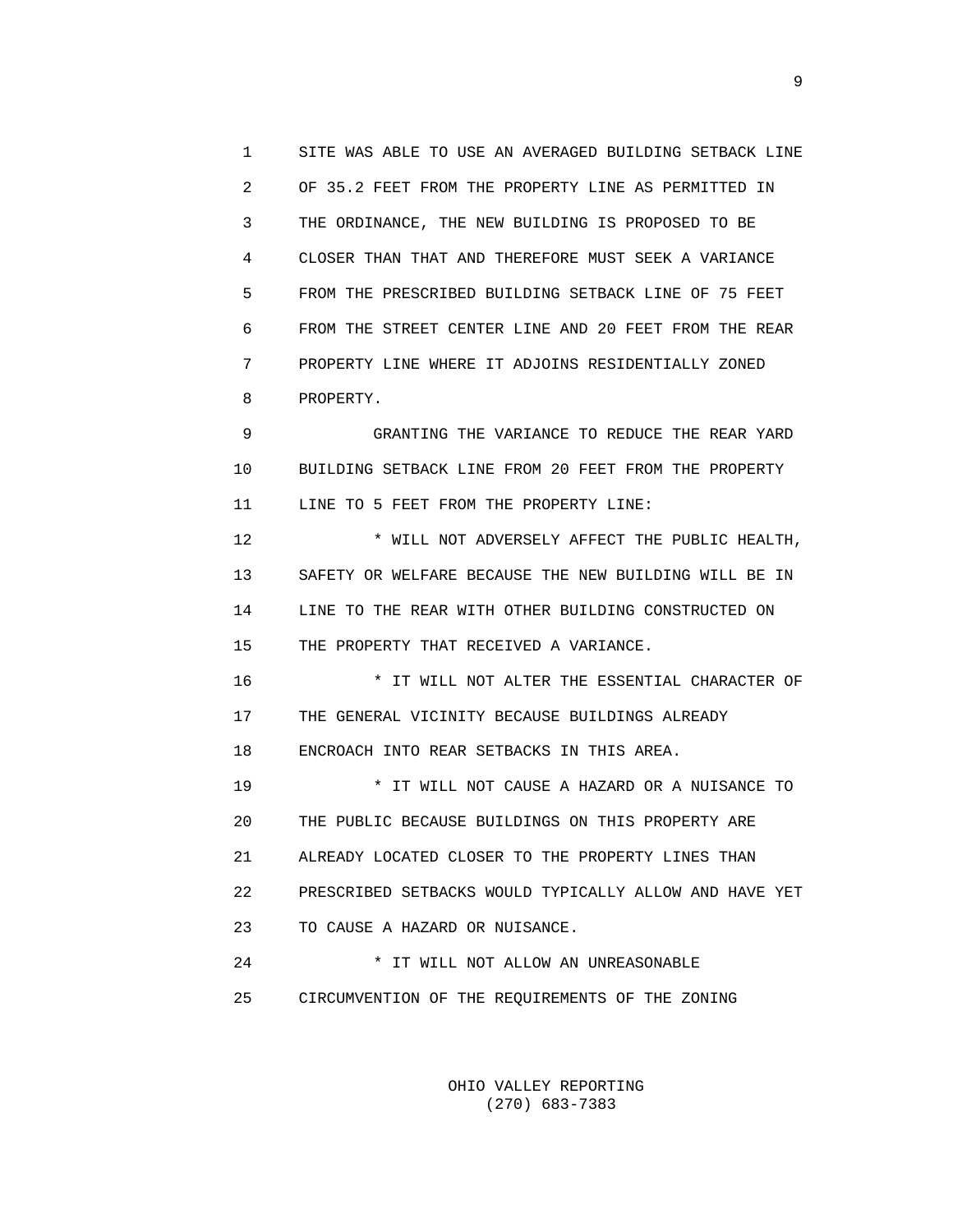SITE WAS ABLE TO USE AN AVERAGED BUILDING SETBACK LINE OF 35.2 FEET FROM THE PROPERTY LINE AS PERMITTED IN THE ORDINANCE, THE NEW BUILDING IS PROPOSED TO BE CLOSER THAN THAT AND THEREFORE MUST SEEK A VARIANCE FROM THE PRESCRIBED BUILDING SETBACK LINE OF 75 FEET FROM THE STREET CENTER LINE AND 20 FEET FROM THE REAR PROPERTY LINE WHERE IT ADJOINS RESIDENTIALLY ZONED PROPERTY.

GRANTING THE VARIANCE TO REDUCE THE REAR YARD BUILDING SETBACK LINE FROM 20 FEET FROM THE PROPERTY LINE TO 5 FEET FROM THE PROPERTY LINE:

* WILL NOT ADVERSELY AFFECT THE PUBLIC HEALTH, SAFETY OR WELFARE BECAUSE THE NEW BUILDING WILL BE IN LINE TO THE REAR WITH OTHER BUILDING CONSTRUCTED ON THE PROPERTY THAT RECEIVED A VARIANCE.

* IT WILL NOT ALTER THE ESSENTIAL CHARACTER OF THE GENERAL VICINITY BECAUSE BUILDINGS ALREADY ENCROACH INTO REAR SETBACKS IN THIS AREA.

* IT WILL NOT CAUSE A HAZARD OR A NUISANCE TO THE PUBLIC BECAUSE BUILDINGS ON THIS PROPERTY ARE ALREADY LOCATED CLOSER TO THE PROPERTY LINES THAN PRESCRIBED SETBACKS WOULD TYPICALLY ALLOW AND HAVE YET TO CAUSE A HAZARD OR NUISANCE.

* IT WILL NOT ALLOW AN UNREASONABLE CIRCUMVENTION OF THE REQUIREMENTS OF THE ZONING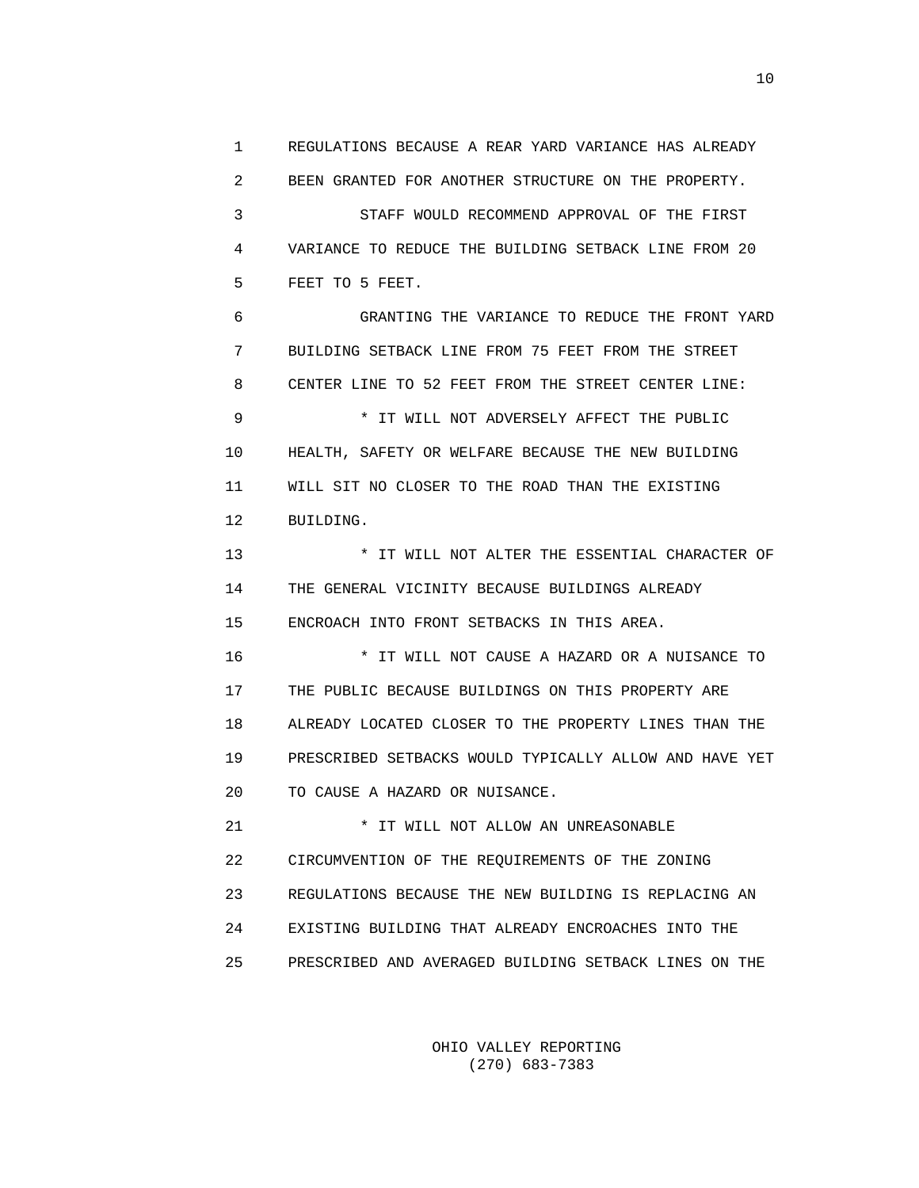REGULATIONS BECAUSE A REAR YARD VARIANCE HAS ALREADY BEEN GRANTED FOR ANOTHER STRUCTURE ON THE PROPERTY.

STAFF WOULD RECOMMEND APPROVAL OF THE FIRST VARIANCE TO REDUCE THE BUILDING SETBACK LINE FROM 20 FEET TO 5 FEET.

GRANTING THE VARIANCE TO REDUCE THE FRONT YARD BUILDING SETBACK LINE FROM 75 FEET FROM THE STREET CENTER LINE TO 52 FEET FROM THE STREET CENTER LINE:

* IT WILL NOT ADVERSELY AFFECT THE PUBLIC HEALTH, SAFETY OR WELFARE BECAUSE THE NEW BUILDING WILL SIT NO CLOSER TO THE ROAD THAN THE EXISTING BUILDING.

* IT WILL NOT ALTER THE ESSENTIAL CHARACTER OF THE GENERAL VICINITY BECAUSE BUILDINGS ALREADY ENCROACH INTO FRONT SETBACKS IN THIS AREA.

* IT WILL NOT CAUSE A HAZARD OR A NUISANCE TO THE PUBLIC BECAUSE BUILDINGS ON THIS PROPERTY ARE ALREADY LOCATED CLOSER TO THE PROPERTY LINES THAN THE PRESCRIBED SETBACKS WOULD TYPICALLY ALLOW AND HAVE YET TO CAUSE A HAZARD OR NUISANCE.

* IT WILL NOT ALLOW AN UNREASONABLE CIRCUMVENTION OF THE REQUIREMENTS OF THE ZONING REGULATIONS BECAUSE THE NEW BUILDING IS REPLACING AN EXISTING BUILDING THAT ALREADY ENCROACHES INTO THE PRESCRIBED AND AVERAGED BUILDING SETBACK LINES ON THE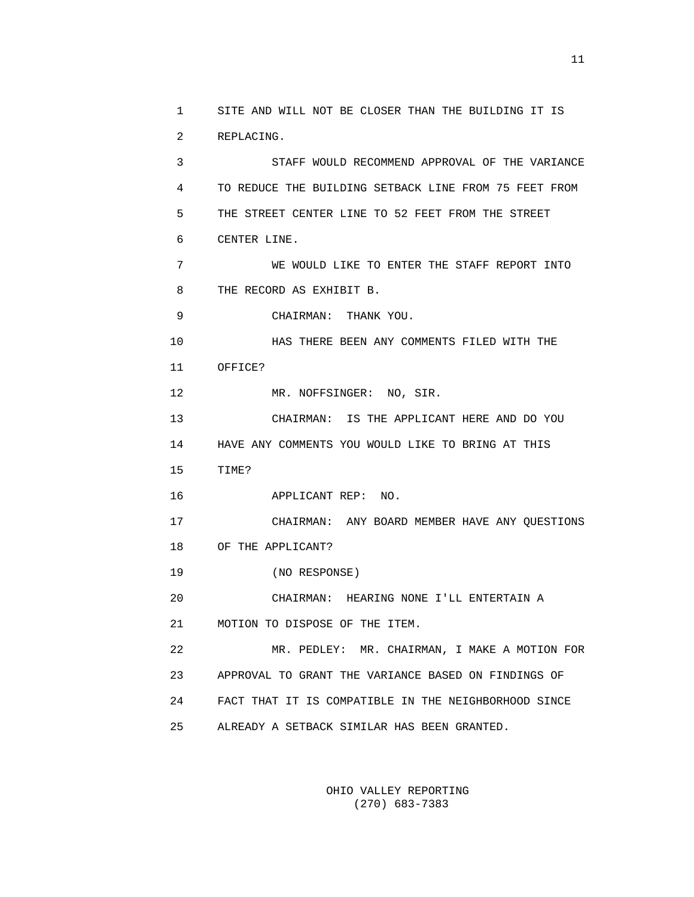SITE AND WILL NOT BE CLOSER THAN THE BUILDING IT IS REPLACING.

STAFF WOULD RECOMMEND APPROVAL OF THE VARIANCE TO REDUCE THE BUILDING SETBACK LINE FROM 75 FEET FROM THE STREET CENTER LINE TO 52 FEET FROM THE STREET CENTER LINE.

WE WOULD LIKE TO ENTER THE STAFF REPORT INTO THE RECORD AS EXHIBIT B.

CHAIRMAN: THANK YOU.

HAS THERE BEEN ANY COMMENTS FILED WITH THE OFFICE?

MR. NOFFSINGER: NO, SIR.

CHAIRMAN: IS THE APPLICANT HERE AND DO YOU HAVE ANY COMMENTS YOU WOULD LIKE TO BRING AT THIS TIME?

APPLICANT REP: NO.

CHAIRMAN: ANY BOARD MEMBER HAVE ANY QUESTIONS OF THE APPLICANT?

(NO RESPONSE)

CHAIRMAN: HEARING NONE I'LL ENTERTAIN A MOTION TO DISPOSE OF THE ITEM.

MR. PEDLEY: MR. CHAIRMAN, I MAKE A MOTION FOR APPROVAL TO GRANT THE VARIANCE BASED ON FINDINGS OF FACT THAT IT IS COMPATIBLE IN THE NEIGHBORHOOD SINCE ALREADY A SETBACK SIMILAR HAS BEEN GRANTED.

OHIO VALLEY REPORTING
(270) 683-7383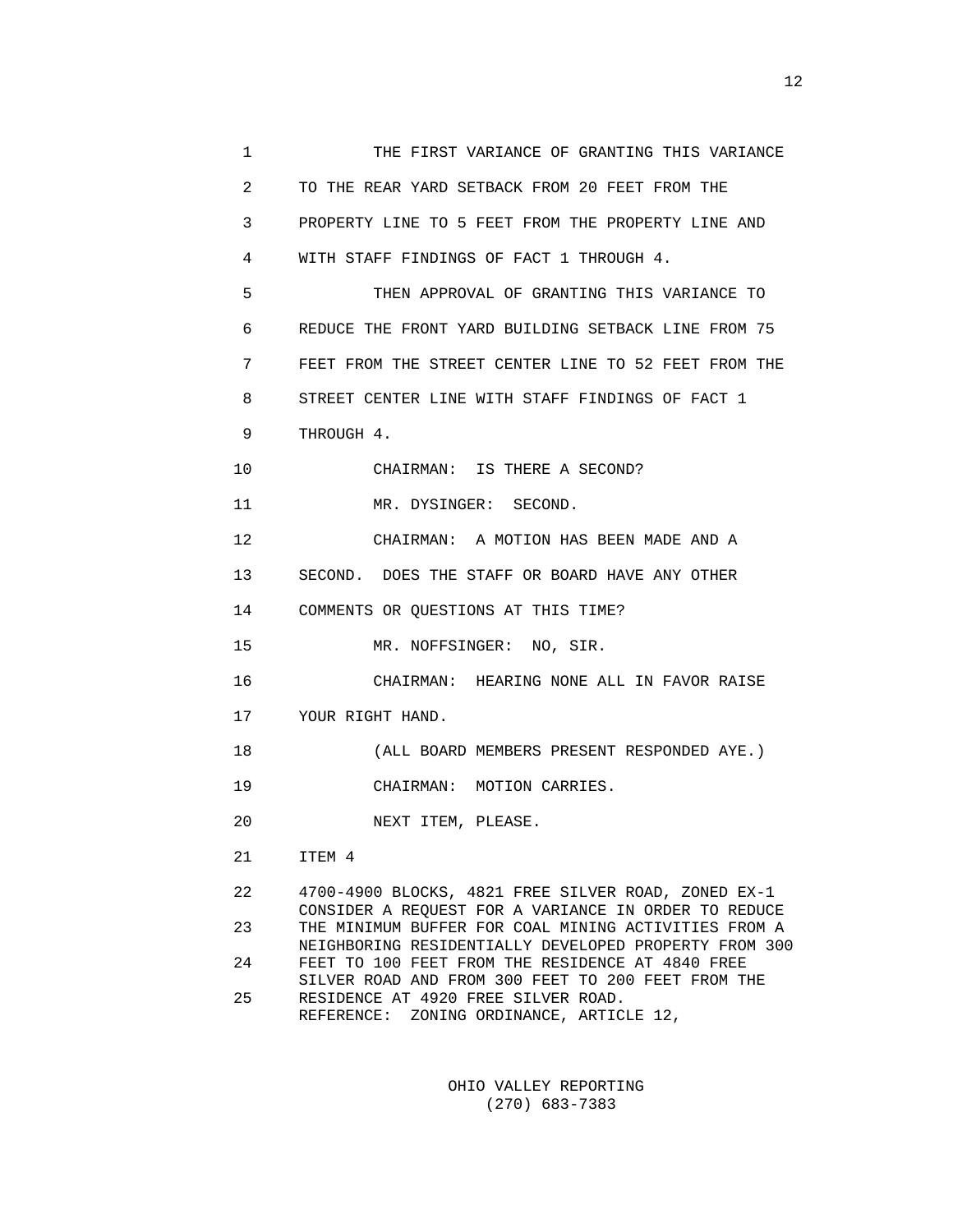THE FIRST VARIANCE OF GRANTING THIS VARIANCE TO THE REAR YARD SETBACK FROM 20 FEET FROM THE PROPERTY LINE TO 5 FEET FROM THE PROPERTY LINE AND WITH STAFF FINDINGS OF FACT 1 THROUGH 4.

THEN APPROVAL OF GRANTING THIS VARIANCE TO REDUCE THE FRONT YARD BUILDING SETBACK LINE FROM 75 FEET FROM THE STREET CENTER LINE TO 52 FEET FROM THE STREET CENTER LINE WITH STAFF FINDINGS OF FACT 1 THROUGH 4.

CHAIRMAN: IS THERE A SECOND?

MR. DYSINGER: SECOND.

CHAIRMAN: A MOTION HAS BEEN MADE AND A SECOND. DOES THE STAFF OR BOARD HAVE ANY OTHER COMMENTS OR QUESTIONS AT THIS TIME?

MR. NOFFSINGER: NO, SIR.

CHAIRMAN: HEARING NONE ALL IN FAVOR RAISE YOUR RIGHT HAND.

(ALL BOARD MEMBERS PRESENT RESPONDED AYE.)

CHAIRMAN: MOTION CARRIES.

NEXT ITEM, PLEASE.

ITEM 4

4700-4900 BLOCKS, 4821 FREE SILVER ROAD, ZONED EX-1
CONSIDER A REQUEST FOR A VARIANCE IN ORDER TO REDUCE THE MINIMUM BUFFER FOR COAL MINING ACTIVITIES FROM A NEIGHBORING RESIDENTIALLY DEVELOPED PROPERTY FROM 300 FEET TO 100 FEET FROM THE RESIDENCE AT 4840 FREE SILVER ROAD AND FROM 300 FEET TO 200 FEET FROM THE RESIDENCE AT 4920 FREE SILVER ROAD.
REFERENCE: ZONING ORDINANCE, ARTICLE 12,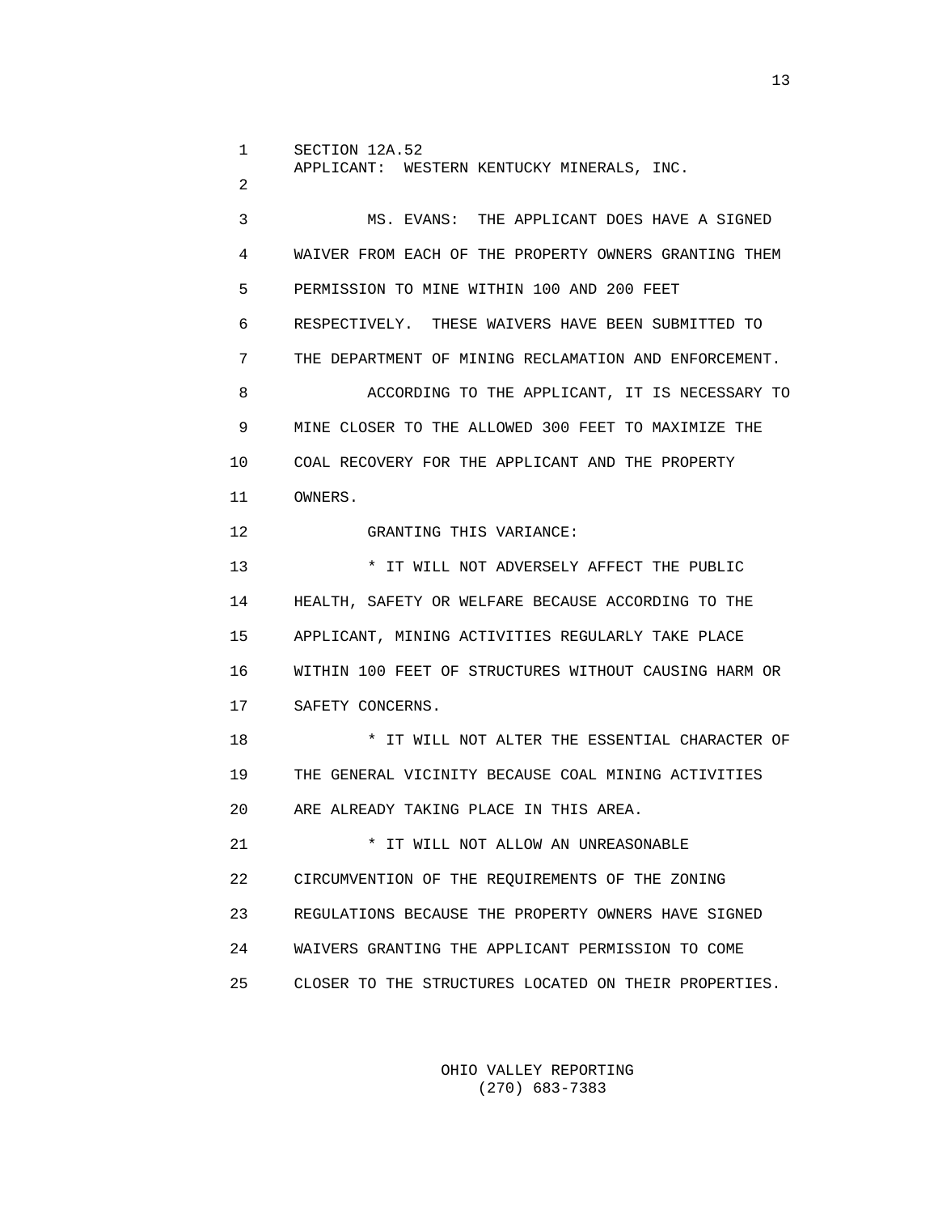SECTION 12A.52
APPLICANT: WESTERN KENTUCKY MINERALS, INC.

MS. EVANS: THE APPLICANT DOES HAVE A SIGNED WAIVER FROM EACH OF THE PROPERTY OWNERS GRANTING THEM PERMISSION TO MINE WITHIN 100 AND 200 FEET RESPECTIVELY. THESE WAIVERS HAVE BEEN SUBMITTED TO THE DEPARTMENT OF MINING RECLAMATION AND ENFORCEMENT.

ACCORDING TO THE APPLICANT, IT IS NECESSARY TO MINE CLOSER TO THE ALLOWED 300 FEET TO MAXIMIZE THE COAL RECOVERY FOR THE APPLICANT AND THE PROPERTY OWNERS.

GRANTING THIS VARIANCE:

* IT WILL NOT ADVERSELY AFFECT THE PUBLIC HEALTH, SAFETY OR WELFARE BECAUSE ACCORDING TO THE APPLICANT, MINING ACTIVITIES REGULARLY TAKE PLACE WITHIN 100 FEET OF STRUCTURES WITHOUT CAUSING HARM OR SAFETY CONCERNS.

* IT WILL NOT ALTER THE ESSENTIAL CHARACTER OF THE GENERAL VICINITY BECAUSE COAL MINING ACTIVITIES ARE ALREADY TAKING PLACE IN THIS AREA.

* IT WILL NOT ALLOW AN UNREASONABLE CIRCUMVENTION OF THE REQUIREMENTS OF THE ZONING REGULATIONS BECAUSE THE PROPERTY OWNERS HAVE SIGNED WAIVERS GRANTING THE APPLICANT PERMISSION TO COME CLOSER TO THE STRUCTURES LOCATED ON THEIR PROPERTIES.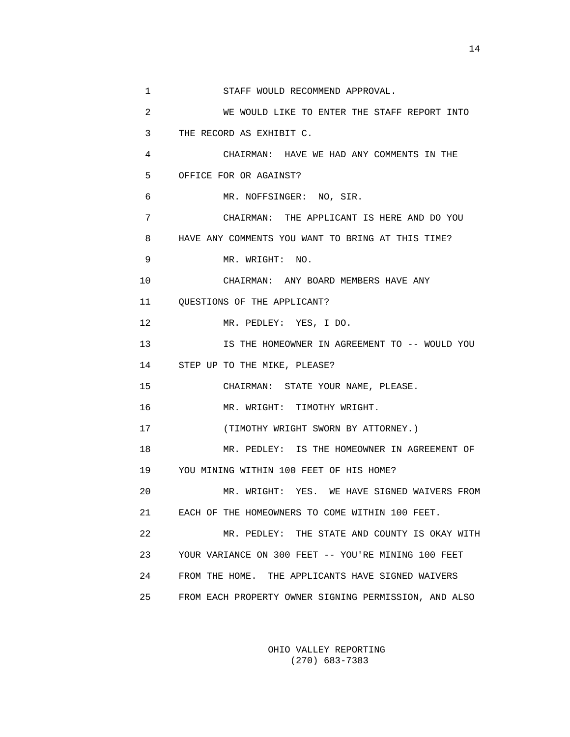1 STAFF WOULD RECOMMEND APPROVAL.

2 WE WOULD LIKE TO ENTER THE STAFF REPORT INTO

3 THE RECORD AS EXHIBIT C.

4 CHAIRMAN: HAVE WE HAD ANY COMMENTS IN THE

5 OFFICE FOR OR AGAINST?

6 MR. NOFFSINGER: NO, SIR.

7 CHAIRMAN: THE APPLICANT IS HERE AND DO YOU

8 HAVE ANY COMMENTS YOU WANT TO BRING AT THIS TIME?

9 MR. WRIGHT: NO.

10 CHAIRMAN: ANY BOARD MEMBERS HAVE ANY

11 QUESTIONS OF THE APPLICANT?

12 MR. PEDLEY: YES, I DO.

13 IS THE HOMEOWNER IN AGREEMENT TO -- WOULD YOU

14 STEP UP TO THE MIKE, PLEASE?

15 CHAIRMAN: STATE YOUR NAME, PLEASE.

16 MR. WRIGHT: TIMOTHY WRIGHT.

17 (TIMOTHY WRIGHT SWORN BY ATTORNEY.)

18 MR. PEDLEY: IS THE HOMEOWNER IN AGREEMENT OF

19 YOU MINING WITHIN 100 FEET OF HIS HOME?

20 MR. WRIGHT: YES. WE HAVE SIGNED WAIVERS FROM

21 EACH OF THE HOMEOWNERS TO COME WITHIN 100 FEET.

22 MR. PEDLEY: THE STATE AND COUNTY IS OKAY WITH

23 YOUR VARIANCE ON 300 FEET -- YOU'RE MINING 100 FEET

24 FROM THE HOME. THE APPLICANTS HAVE SIGNED WAIVERS

25 FROM EACH PROPERTY OWNER SIGNING PERMISSION, AND ALSO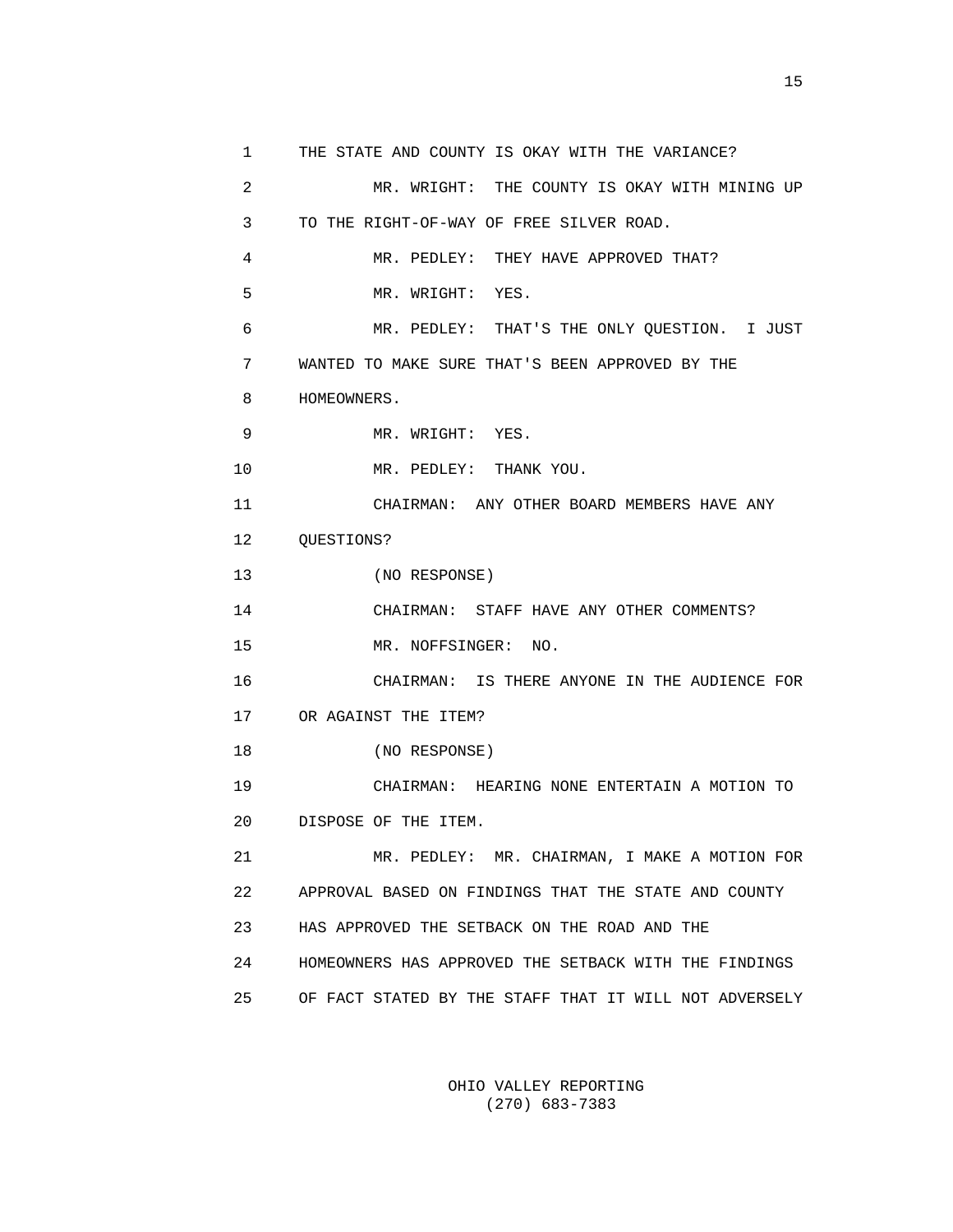1 THE STATE AND COUNTY IS OKAY WITH THE VARIANCE?

2 MR. WRIGHT: THE COUNTY IS OKAY WITH MINING UP

3 TO THE RIGHT-OF-WAY OF FREE SILVER ROAD.

4 MR. PEDLEY: THEY HAVE APPROVED THAT?

5 MR. WRIGHT: YES.

6 MR. PEDLEY: THAT'S THE ONLY QUESTION. I JUST

7 WANTED TO MAKE SURE THAT'S BEEN APPROVED BY THE

8 HOMEOWNERS.

9 MR. WRIGHT: YES.

10 MR. PEDLEY: THANK YOU.

11 CHAIRMAN: ANY OTHER BOARD MEMBERS HAVE ANY

12 QUESTIONS?

13 (NO RESPONSE)

14 CHAIRMAN: STAFF HAVE ANY OTHER COMMENTS?

15 MR. NOFFSINGER: NO.

16 CHAIRMAN: IS THERE ANYONE IN THE AUDIENCE FOR

17 OR AGAINST THE ITEM?

18 (NO RESPONSE)

19 CHAIRMAN: HEARING NONE ENTERTAIN A MOTION TO

20 DISPOSE OF THE ITEM.

21 MR. PEDLEY: MR. CHAIRMAN, I MAKE A MOTION FOR

22 APPROVAL BASED ON FINDINGS THAT THE STATE AND COUNTY

23 HAS APPROVED THE SETBACK ON THE ROAD AND THE

24 HOMEOWNERS HAS APPROVED THE SETBACK WITH THE FINDINGS

25 OF FACT STATED BY THE STAFF THAT IT WILL NOT ADVERSELY

OHIO VALLEY REPORTING
(270) 683-7383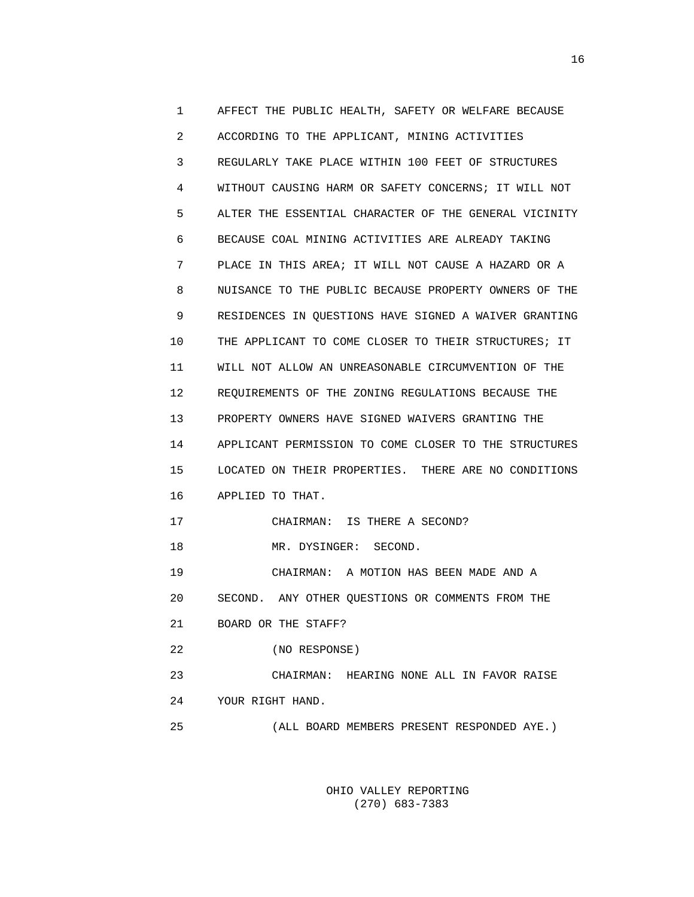AFFECT THE PUBLIC HEALTH, SAFETY OR WELFARE BECAUSE ACCORDING TO THE APPLICANT, MINING ACTIVITIES REGULARLY TAKE PLACE WITHIN 100 FEET OF STRUCTURES WITHOUT CAUSING HARM OR SAFETY CONCERNS; IT WILL NOT ALTER THE ESSENTIAL CHARACTER OF THE GENERAL VICINITY BECAUSE COAL MINING ACTIVITIES ARE ALREADY TAKING PLACE IN THIS AREA; IT WILL NOT CAUSE A HAZARD OR A NUISANCE TO THE PUBLIC BECAUSE PROPERTY OWNERS OF THE RESIDENCES IN QUESTIONS HAVE SIGNED A WAIVER GRANTING THE APPLICANT TO COME CLOSER TO THEIR STRUCTURES; IT WILL NOT ALLOW AN UNREASONABLE CIRCUMVENTION OF THE REQUIREMENTS OF THE ZONING REGULATIONS BECAUSE THE PROPERTY OWNERS HAVE SIGNED WAIVERS GRANTING THE APPLICANT PERMISSION TO COME CLOSER TO THE STRUCTURES LOCATED ON THEIR PROPERTIES. THERE ARE NO CONDITIONS APPLIED TO THAT.

CHAIRMAN: IS THERE A SECOND?

MR. DYSINGER: SECOND.

CHAIRMAN: A MOTION HAS BEEN MADE AND A SECOND. ANY OTHER QUESTIONS OR COMMENTS FROM THE BOARD OR THE STAFF?

(NO RESPONSE)

CHAIRMAN: HEARING NONE ALL IN FAVOR RAISE YOUR RIGHT HAND.

(ALL BOARD MEMBERS PRESENT RESPONDED AYE.)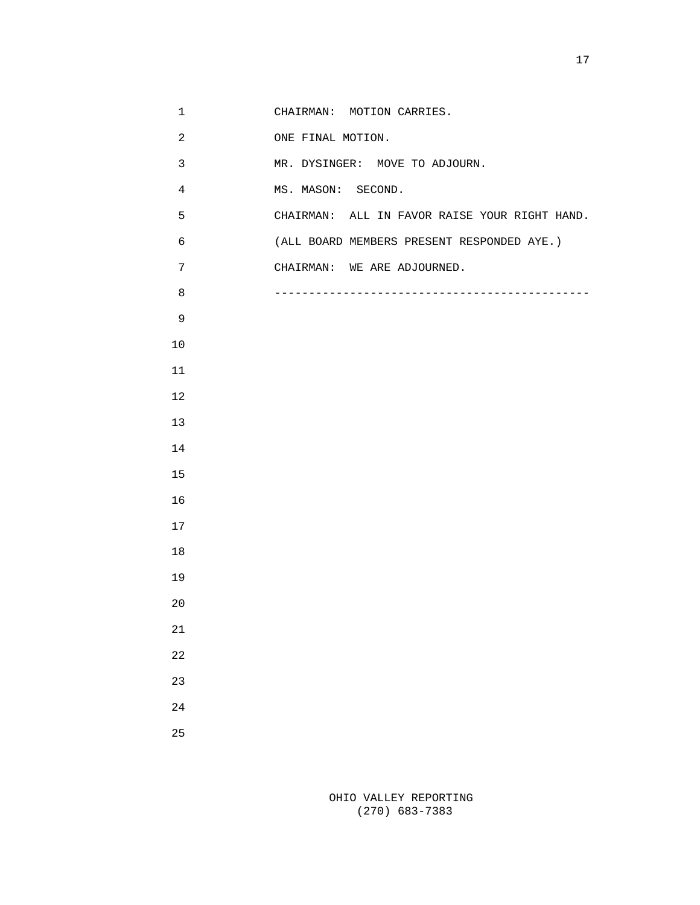CHAIRMAN: MOTION CARRIES.

ONE FINAL MOTION.

MR. DYSINGER: MOVE TO ADJOURN.

MS. MASON: SECOND.

CHAIRMAN: ALL IN FAVOR RAISE YOUR RIGHT HAND.

(ALL BOARD MEMBERS PRESENT RESPONDED AYE.)

CHAIRMAN: WE ARE ADJOURNED.

----------------------------------------------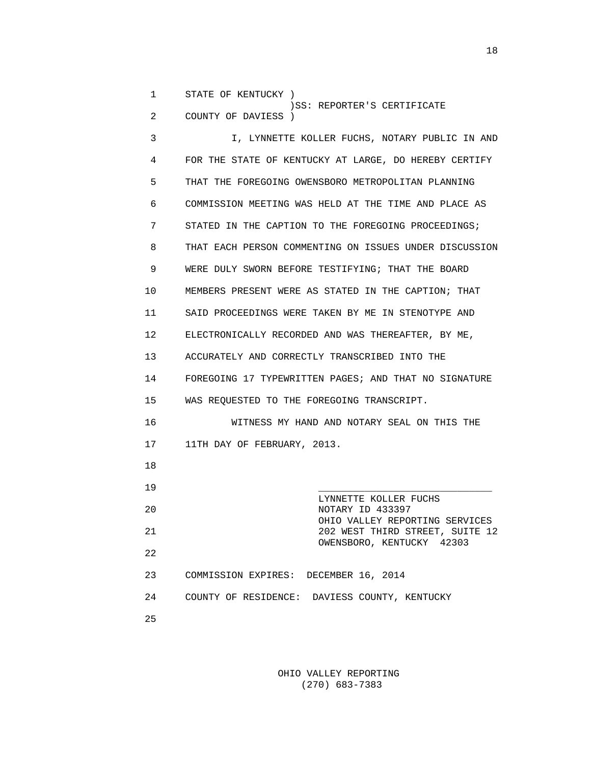STATE OF KENTUCKY )
)SS: REPORTER'S CERTIFICATE
COUNTY OF DAVIESS )

I, LYNNETTE KOLLER FUCHS, NOTARY PUBLIC IN AND FOR THE STATE OF KENTUCKY AT LARGE, DO HEREBY CERTIFY THAT THE FOREGOING OWENSBORO METROPOLITAN PLANNING COMMISSION MEETING WAS HELD AT THE TIME AND PLACE AS STATED IN THE CAPTION TO THE FOREGOING PROCEEDINGS; THAT EACH PERSON COMMENTING ON ISSUES UNDER DISCUSSION WERE DULY SWORN BEFORE TESTIFYING; THAT THE BOARD MEMBERS PRESENT WERE AS STATED IN THE CAPTION; THAT SAID PROCEEDINGS WERE TAKEN BY ME IN STENOTYPE AND ELECTRONICALLY RECORDED AND WAS THEREAFTER, BY ME, ACCURATELY AND CORRECTLY TRANSCRIBED INTO THE FOREGOING 17 TYPEWRITTEN PAGES; AND THAT NO SIGNATURE WAS REQUESTED TO THE FOREGOING TRANSCRIPT.

WITNESS MY HAND AND NOTARY SEAL ON THIS THE 11TH DAY OF FEBRUARY, 2013.

\_\_\_\_\_\_\_\_\_\_\_\_\_\_\_\_\_\_\_\_\_\_\_\_\_\_\_\_\_\_
LYNNETTE KOLLER FUCHS
NOTARY ID 433397
OHIO VALLEY REPORTING SERVICES
202 WEST THIRD STREET, SUITE 12
OWENSBORO, KENTUCKY 42303

COMMISSION EXPIRES: DECEMBER 16, 2014

COUNTY OF RESIDENCE: DAVIESS COUNTY, KENTUCKY